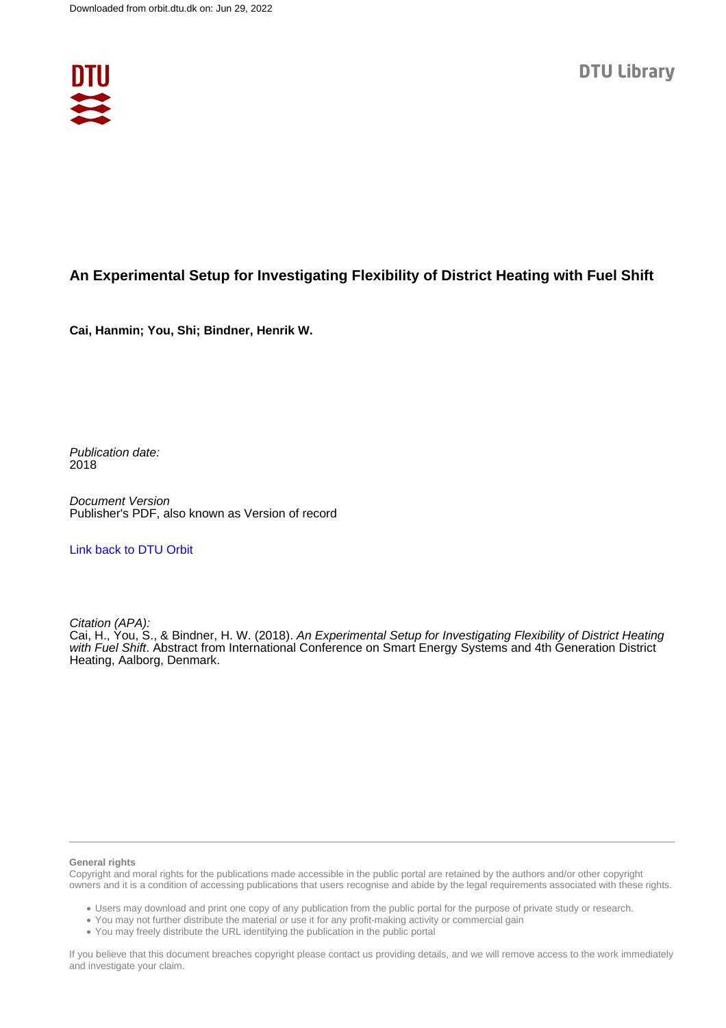Downloaded from orbit.dtu.dk on: Jun 29, 2022

DTU Library

# An Experimental Setup for Investigating Flexibility of District Heating with Fuel Shift

**Cai, Hanmin; You, Shi; Bindner, Henrik W.**

*Publication date:*
2018

*Document Version*
Publisher's PDF, also known as Version of record

Link back to DTU Orbit

*Citation (APA):*
Cai, H., You, S., & Bindner, H. W. (2018). *An Experimental Setup for Investigating Flexibility of District Heating with Fuel Shift*. Abstract from International Conference on Smart Energy Systems and 4th Generation District Heating, Aalborg, Denmark.

**General rights**

Copyright and moral rights for the publications made accessible in the public portal are retained by the authors and/or other copyright owners and it is a condition of accessing publications that users recognise and abide by the legal requirements associated with these rights.

- Users may download and print one copy of any publication from the public portal for the purpose of private study or research.
- You may not further distribute the material or use it for any profit-making activity or commercial gain
- You may freely distribute the URL identifying the publication in the public portal

If you believe that this document breaches copyright please contact us providing details, and we will remove access to the work immediately and investigate your claim.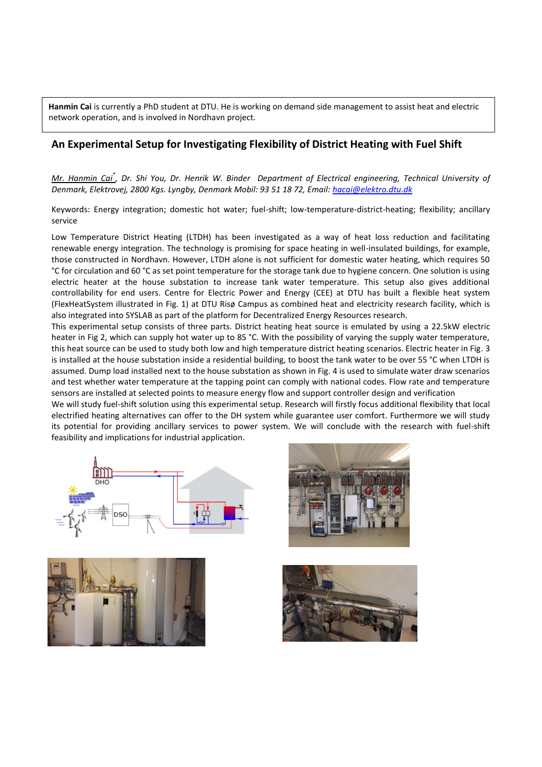**Hanmin Cai** is currently a PhD student at DTU. He is working on demand side management to assist heat and electric network operation, and is involved in Nordhavn project.

## An Experimental Setup for Investigating Flexibility of District Heating with Fuel Shift

*Mr. Hanmin Cai*[*], *Dr. Shi You, Dr. Henrik W. Binder Department of Electrical engineering, Technical University of Denmark, Elektrovej, 2800 Kgs. Lyngby, Denmark Mobil: 93 51 18 72, Email: hacai@elektro.dtu.dk*

Keywords: Energy integration; domestic hot water; fuel-shift; low-temperature-district-heating; flexibility; ancillary service

Low Temperature District Heating (LTDH) has been investigated as a way of heat loss reduction and facilitating renewable energy integration. The technology is promising for space heating in well-insulated buildings, for example, those constructed in Nordhavn. However, LTDH alone is not sufficient for domestic water heating, which requires 50 °C for circulation and 60 °C as set point temperature for the storage tank due to hygiene concern. One solution is using electric heater at the house substation to increase tank water temperature. This setup also gives additional controllability for end users. Centre for Electric Power and Energy (CEE) at DTU has built a flexible heat system (FlexHeatSystem illustrated in Fig. 1) at DTU Risø Campus as combined heat and electricity research facility, which is also integrated into SYSLAB as part of the platform for Decentralized Energy Resources research.

This experimental setup consists of three parts. District heating heat source is emulated by using a 22.5kW electric heater in Fig 2, which can supply hot water up to 85 °C. With the possibility of varying the supply water temperature, this heat source can be used to study both low and high temperature district heating scenarios. Electric heater in Fig. 3 is installed at the house substation inside a residential building, to boost the tank water to be over 55 °C when LTDH is assumed. Dump load installed next to the house substation as shown in Fig. 4 is used to simulate water draw scenarios and test whether water temperature at the tapping point can comply with national codes. Flow rate and temperature sensors are installed at selected points to measure energy flow and support controller design and verification

We will study fuel-shift solution using this experimental setup. Research will firstly focus additional flexibility that local electrified heating alternatives can offer to the DH system while guarantee user comfort. Furthermore we will study its potential for providing ancillary services to power system. We will conclude with the research with fuel-shift feasibility and implications for industrial application.

DHO

DSO